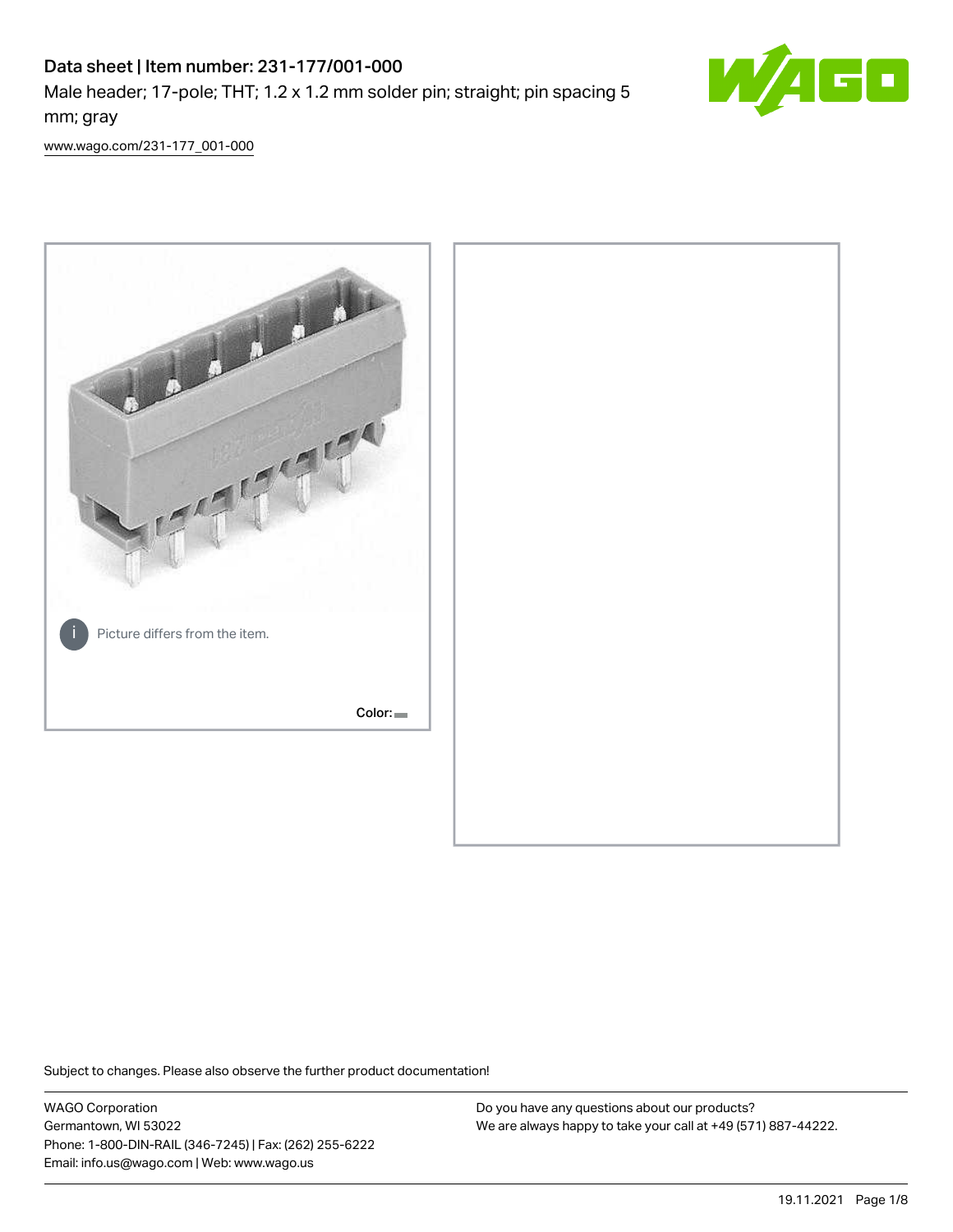# Data sheet | Item number: 231-177/001-000

Male header; 17-pole; THT; 1.2 x 1.2 mm solder pin; straight; pin spacing 5 mm; gray

www.wago.com/231-177_001-000

Picture differs from the item.

Color:

Subject to changes. Please also observe the further product documentation!

WAGO Corporation
Germantown, WI 53022
Phone: 1-800-DIN-RAIL (346-7245) | Fax: (262) 255-6222
Email: info.us@wago.com | Web: www.wago.us

Do you have any questions about our products?
We are always happy to take your call at +49 (571) 887-44222.

19.11.2021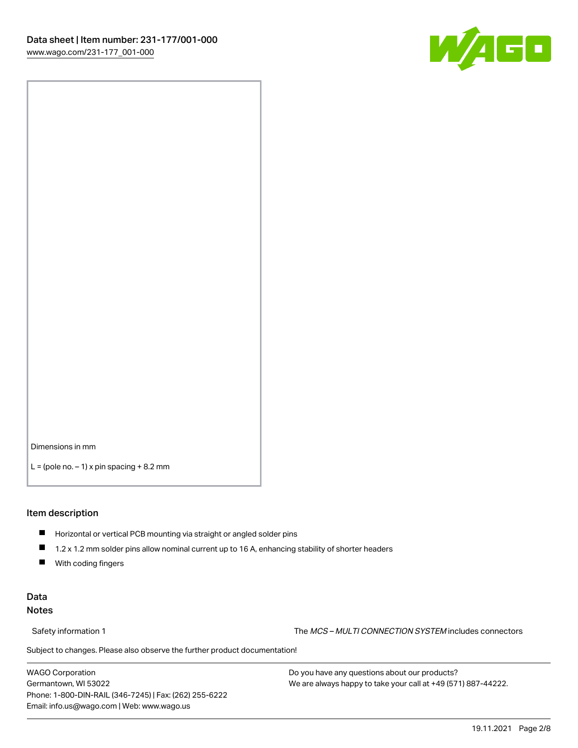Dimensions in mm

L = (pole no. − 1) x pin spacing + 8.2 mm

## Item description

- Horizontal or vertical PCB mounting via straight or angled solder pins
- 1.2 x 1.2 mm solder pins allow nominal current up to 16 A, enhancing stability of shorter headers
- With coding fingers

## Data
### Notes

Safety information 1 — The *MCS – MULTI CONNECTION SYSTEM* includes connectors

Subject to changes. Please also observe the further product documentation!

WAGO Corporation
Germantown, WI 53022
Phone: 1-800-DIN-RAIL (346-7245) | Fax: (262) 255-6222
Email: info.us@wago.com | Web: www.wago.us

Do you have any questions about our products?
We are always happy to take your call at +49 (571) 887-44222.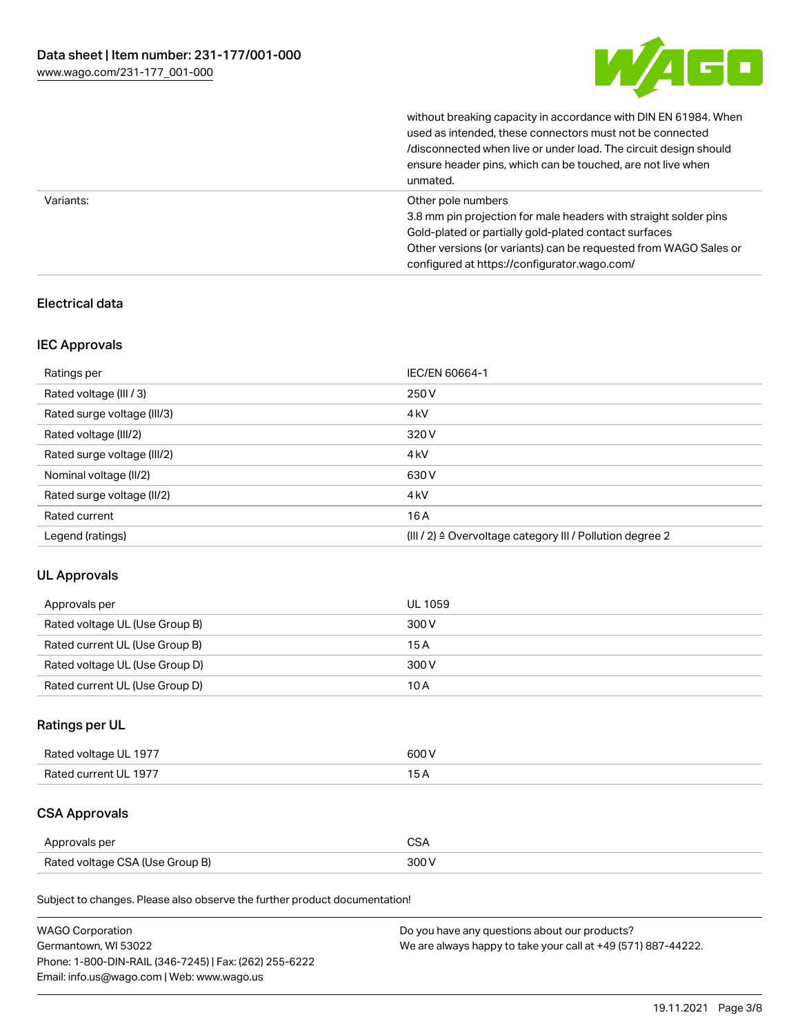| | |
|---|---|
| | without breaking capacity in accordance with DIN EN 61984. When used as intended, these connectors must not be connected /disconnected when live or under load. The circuit design should ensure header pins, which can be touched, are not live when unmated. |
| Variants: | Other pole numbers<br>3.8 mm pin projection for male headers with straight solder pins<br>Gold-plated or partially gold-plated contact surfaces<br>Other versions (or variants) can be requested from WAGO Sales or configured at https://configurator.wago.com/ |

## Electrical data

### IEC Approvals

| Ratings per | IEC/EN 60664-1 |
|---|---|
| Rated voltage (III / 3) | 250 V |
| Rated surge voltage (III/3) | 4 kV |
| Rated voltage (III/2) | 320 V |
| Rated surge voltage (III/2) | 4 kV |
| Nominal voltage (II/2) | 630 V |
| Rated surge voltage (II/2) | 4 kV |
| Rated current | 16 A |
| Legend (ratings) | (III / 2) ≙ Overvoltage category III / Pollution degree 2 |

### UL Approvals

| Approvals per | UL 1059 |
|---|---|
| Rated voltage UL (Use Group B) | 300 V |
| Rated current UL (Use Group B) | 15 A |
| Rated voltage UL (Use Group D) | 300 V |
| Rated current UL (Use Group D) | 10 A |

### Ratings per UL

| Rated voltage UL 1977 | 600 V |
|---|---|
| Rated current UL 1977 | 15 A |

### CSA Approvals

| Approvals per | CSA |
|---|---|
| Rated voltage CSA (Use Group B) | 300 V |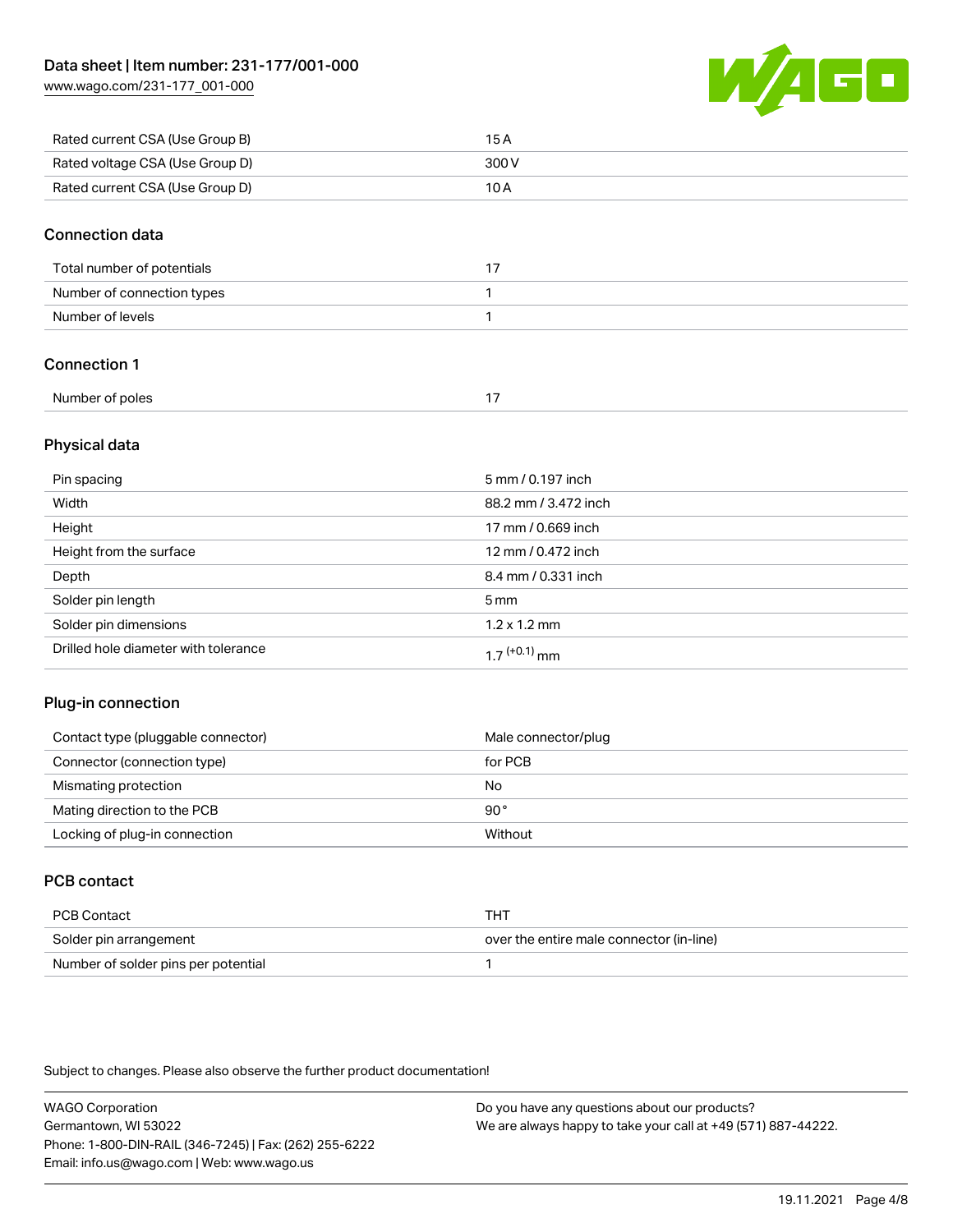| | |
|---|---|
| Rated current CSA (Use Group B) | 15 A |
| Rated voltage CSA (Use Group D) | 300 V |
| Rated current CSA (Use Group D) | 10 A |

## Connection data

| | |
|---|---|
| Total number of potentials | 17 |
| Number of connection types | 1 |
| Number of levels | 1 |

## Connection 1

| | |
|---|---|
| Number of poles | 17 |

## Physical data

| | |
|---|---|
| Pin spacing | 5 mm / 0.197 inch |
| Width | 88.2 mm / 3.472 inch |
| Height | 17 mm / 0.669 inch |
| Height from the surface | 12 mm / 0.472 inch |
| Depth | 8.4 mm / 0.331 inch |
| Solder pin length | 5 mm |
| Solder pin dimensions | 1.2 x 1.2 mm |
| Drilled hole diameter with tolerance | $1.7^{(+0.1)}$ mm |

## Plug-in connection

| | |
|---|---|
| Contact type (pluggable connector) | Male connector/plug |
| Connector (connection type) | for PCB |
| Mismating protection | No |
| Mating direction to the PCB | 90 ° |
| Locking of plug-in connection | Without |

## PCB contact

| | |
|---|---|
| PCB Contact | THT |
| Solder pin arrangement | over the entire male connector (in-line) |
| Number of solder pins per potential | 1 |

Subject to changes. Please also observe the further product documentation!

WAGO Corporation
Germantown, WI 53022
Phone: 1-800-DIN-RAIL (346-7245) | Fax: (262) 255-6222
Email: info.us@wago.com | Web: www.wago.us

Do you have any questions about our products?
We are always happy to take your call at +49 (571) 887-44222.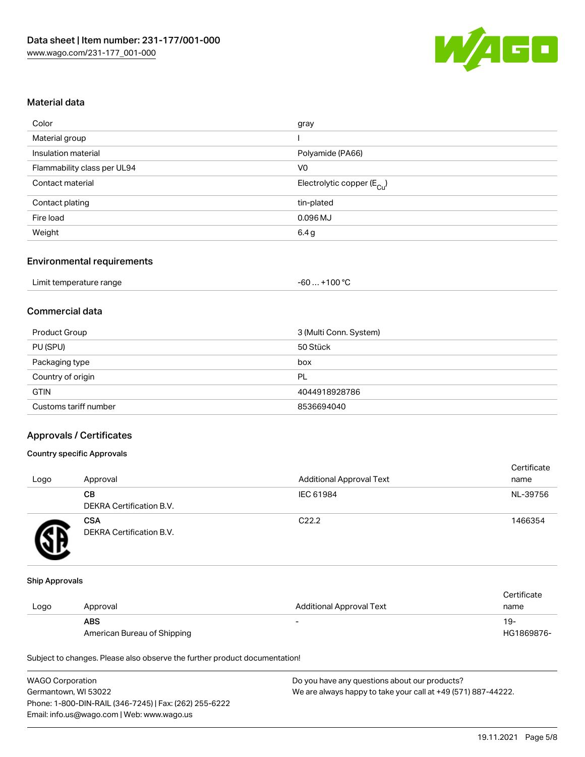## Material data

| | |
|---|---|
| Color | gray |
| Material group | I |
| Insulation material | Polyamide (PA66) |
| Flammability class per UL94 | V0 |
| Contact material | Electrolytic copper ($E_{Cu}$) |
| Contact plating | tin-plated |
| Fire load | 0.096 MJ |
| Weight | 6.4 g |

## Environmental requirements

| | |
|---|---|
| Limit temperature range | -60 … +100 °C |

## Commercial data

| | |
|---|---|
| Product Group | 3 (Multi Conn. System) |
| PU (SPU) | 50 Stück |
| Packaging type | box |
| Country of origin | PL |
| GTIN | 4044918928786 |
| Customs tariff number | 8536694040 |

## Approvals / Certificates

### Country specific Approvals

| Logo | Approval | Additional Approval Text | Certificate name |
|---|---|---|---|
| | **CB** DEKRA Certification B.V. | IEC 61984 | NL-39756 |
| | **CSA** DEKRA Certification B.V. | C22.2 | 1466354 |

### Ship Approvals

| Logo | Approval | Additional Approval Text | Certificate name |
|---|---|---|---|
| | **ABS** American Bureau of Shipping | - | 19-HG1869876- |

Subject to changes. Please also observe the further product documentation!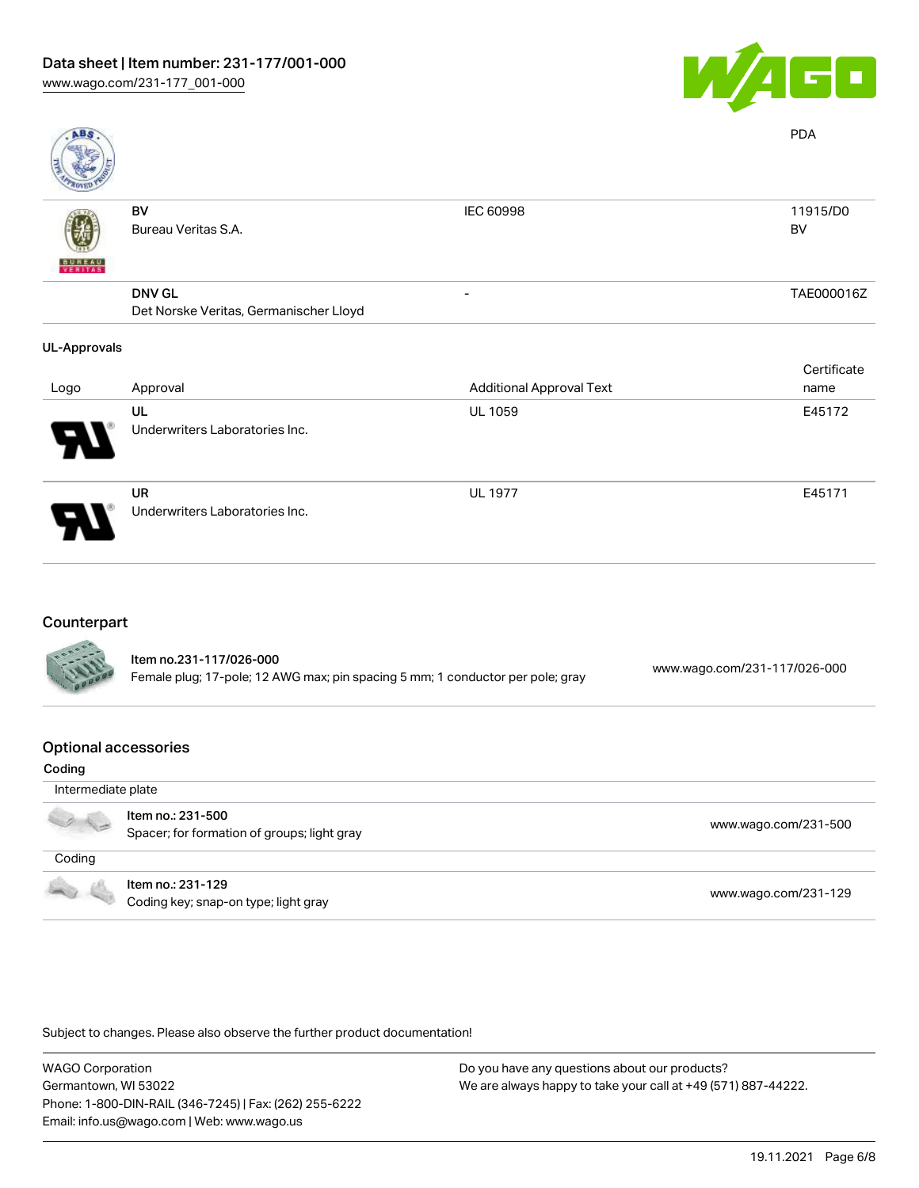| | | | PDA |
|---|---|---|---|
| | | | |
| | **BV**<br>Bureau Veritas S.A. | IEC 60998 | 11915/D0<br>BV |
| | **DNV GL**<br>Det Norske Veritas, Germanischer Lloyd | - | TAE000016Z |

**UL-Approvals**

| Logo | Approval | Additional Approval Text | Certificate name |
|---|---|---|---|
| | **UL**<br>Underwriters Laboratories Inc. | UL 1059 | E45172 |
| | **UR**<br>Underwriters Laboratories Inc. | UL 1977 | E45171 |

## Counterpart

| | | |
|---|---|---|
| | **Item no.231-117/026-000**<br>Female plug; 17-pole; 12 AWG max; pin spacing 5 mm; 1 conductor per pole; gray | www.wago.com/231-117/026-000 |

## Optional accessories

**Coding**

| | | |
|---|---|---|
| Intermediate plate | | |
| | **Item no.: 231-500**<br>Spacer; for formation of groups; light gray | www.wago.com/231-500 |
| Coding | | |
| | **Item no.: 231-129**<br>Coding key; snap-on type; light gray | www.wago.com/231-129 |

Subject to changes. Please also observe the further product documentation!

WAGO Corporation
Germantown, WI 53022
Phone: 1-800-DIN-RAIL (346-7245) | Fax: (262) 255-6222
Email: info.us@wago.com | Web: www.wago.us

Do you have any questions about our products?
We are always happy to take your call at +49 (571) 887-44222.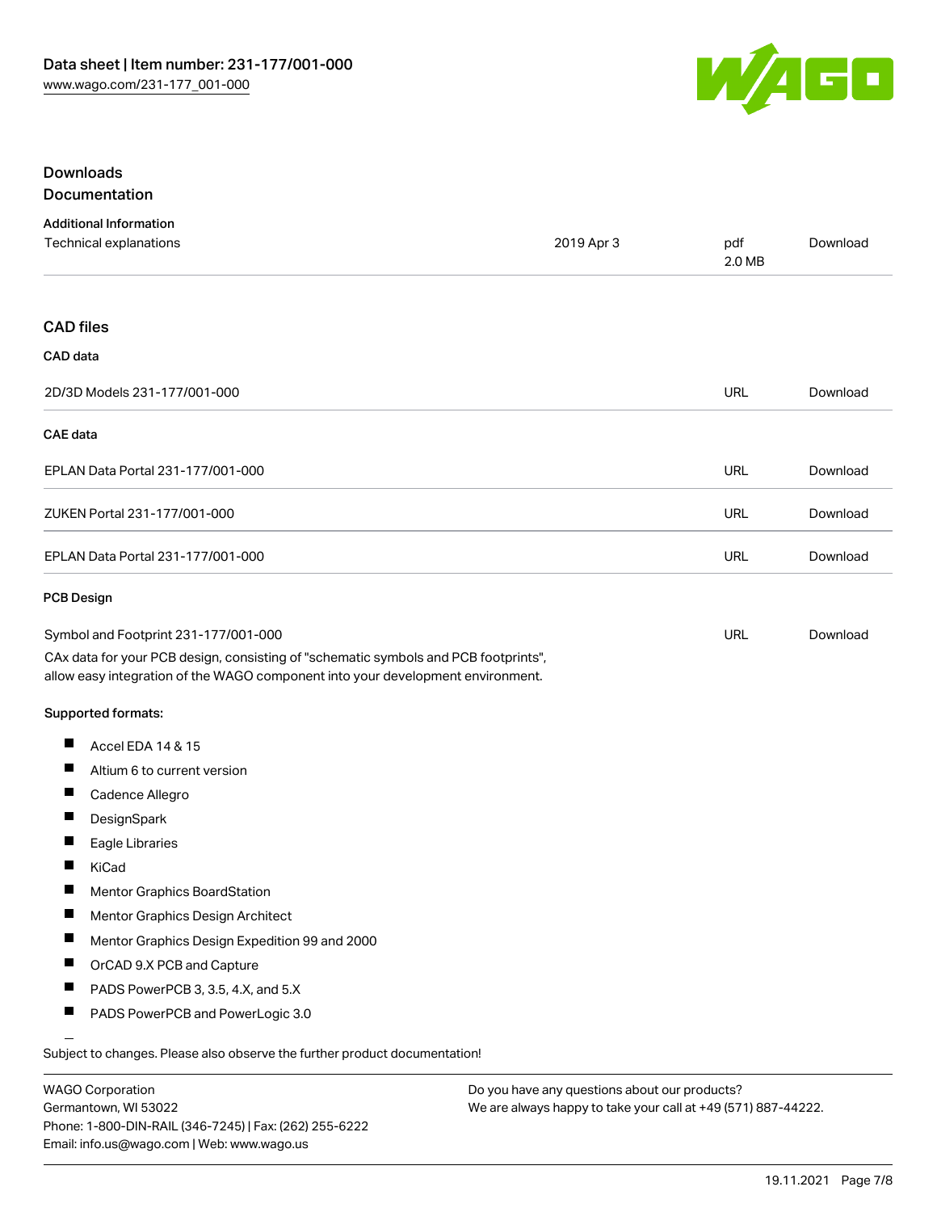## Downloads

### Documentation

**Additional Information**

| | | | |
|---|---|---|---|
| Technical explanations | 2019 Apr 3 | pdf 2.0 MB | Download |

### CAD files

**CAD data**

| | | |
|---|---|---|
| 2D/3D Models 231-177/001-000 | URL | Download |

**CAE data**

| | | |
|---|---|---|
| EPLAN Data Portal 231-177/001-000 | URL | Download |
| ZUKEN Portal 231-177/001-000 | URL | Download |
| EPLAN Data Portal 231-177/001-000 | URL | Download |

**PCB Design**

| | | |
|---|---|---|
| Symbol and Footprint 231-177/001-000 | URL | Download |

CAx data for your PCB design, consisting of "schematic symbols and PCB footprints", allow easy integration of the WAGO component into your development environment.

**Supported formats:**

- Accel EDA 14 & 15
- Altium 6 to current version
- Cadence Allegro
- DesignSpark
- Eagle Libraries
- KiCad
- Mentor Graphics BoardStation
- Mentor Graphics Design Architect
- Mentor Graphics Design Expedition 99 and 2000
- OrCAD 9.X PCB and Capture
- PADS PowerPCB 3, 3.5, 4.X, and 5.X
- PADS PowerPCB and PowerLogic 3.0

Subject to changes. Please also observe the further product documentation!

WAGO Corporation
Germantown, WI 53022
Phone: 1-800-DIN-RAIL (346-7245) | Fax: (262) 255-6222
Email: info.us@wago.com | Web: www.wago.us

Do you have any questions about our products?
We are always happy to take your call at +49 (571) 887-44222.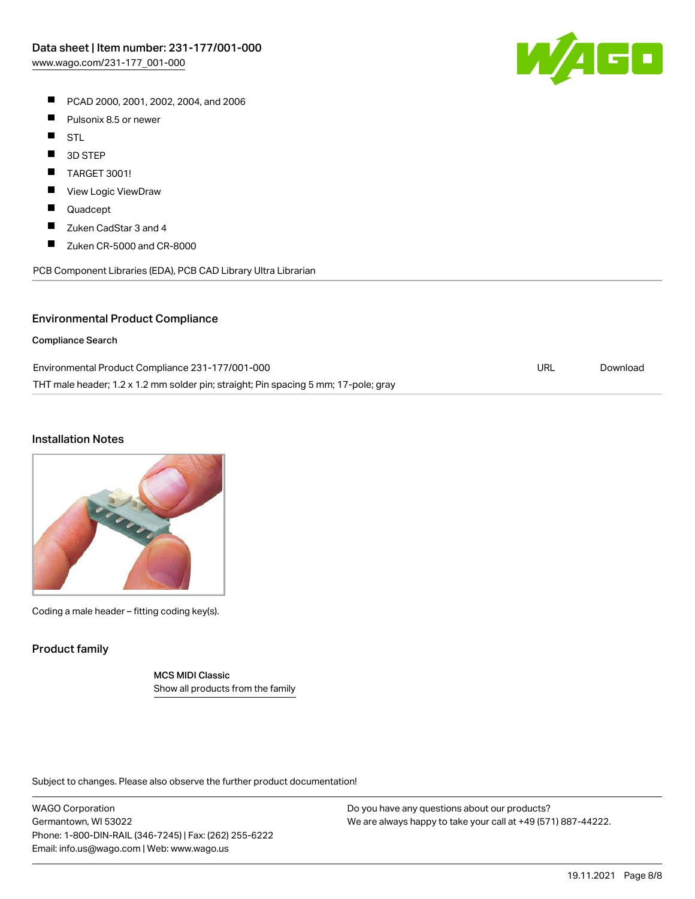- PCAD 2000, 2001, 2002, 2004, and 2006
- Pulsonix 8.5 or newer
- STL
- 3D STEP
- TARGET 3001!
- View Logic ViewDraw
- Quadcept
- Zuken CadStar 3 and 4
- Zuken CR-5000 and CR-8000

PCB Component Libraries (EDA), PCB CAD Library Ultra Librarian

## Environmental Product Compliance

**Compliance Search**

| | | |
|---|---|---|
| Environmental Product Compliance 231-177/001-000 | URL | Download |
| THT male header; 1.2 x 1.2 mm solder pin; straight; Pin spacing 5 mm; 17-pole; gray | | |

## Installation Notes

Coding a male header – fitting coding key(s).

## Product family

**MCS MIDI Classic**
Show all products from the family

Subject to changes. Please also observe the further product documentation!

WAGO Corporation
Germantown, WI 53022
Phone: 1-800-DIN-RAIL (346-7245) | Fax: (262) 255-6222
Email: info.us@wago.com | Web: www.wago.us

Do you have any questions about our products?
We are always happy to take your call at +49 (571) 887-44222.